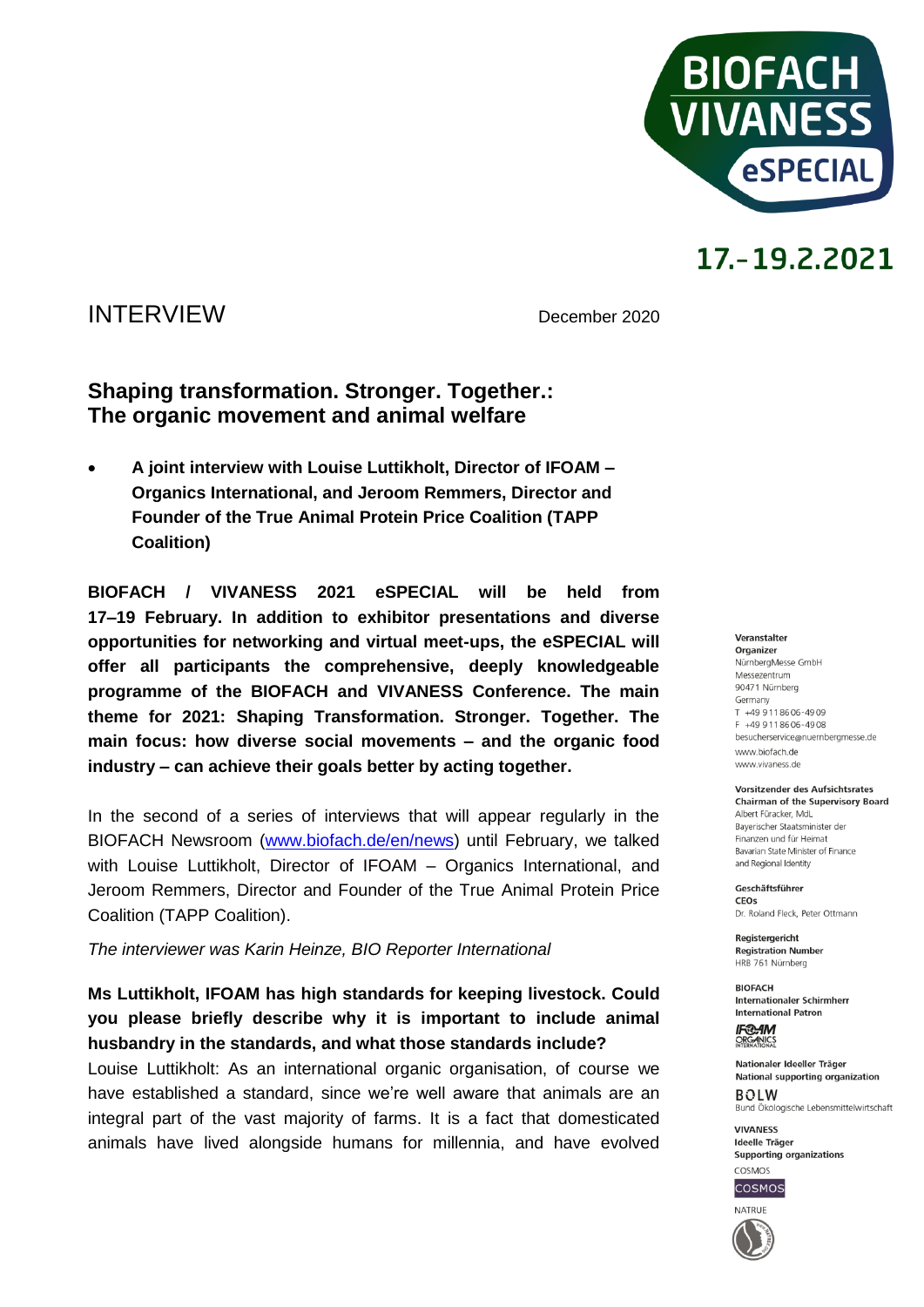BIOFACH VIVANESS eSPECIAL

17.–19.2.2021

INTERVIEW

December 2020

## Shaping transformation. Stronger. Together.: The organic movement and animal welfare

- **A joint interview with Louise Luttikholt, Director of IFOAM – Organics International, and Jeroom Remmers, Director and Founder of the True Animal Protein Price Coalition (TAPP Coalition)**

**BIOFACH / VIVANESS 2021 eSPECIAL will be held from 17–19 February. In addition to exhibitor presentations and diverse opportunities for networking and virtual meet-ups, the eSPECIAL will offer all participants the comprehensive, deeply knowledgeable programme of the BIOFACH and VIVANESS Conference. The main theme for 2021: Shaping Transformation. Stronger. Together. The main focus: how diverse social movements – and the organic food industry – can achieve their goals better by acting together.**

In the second of a series of interviews that will appear regularly in the BIOFACH Newsroom (www.biofach.de/en/news) until February, we talked with Louise Luttikholt, Director of IFOAM – Organics International, and Jeroom Remmers, Director and Founder of the True Animal Protein Price Coalition (TAPP Coalition).

*The interviewer was Karin Heinze, BIO Reporter International*

**Ms Luttikholt, IFOAM has high standards for keeping livestock. Could you please briefly describe why it is important to include animal husbandry in the standards, and what those standards include?**

Louise Luttikholt: As an international organic organisation, of course we have established a standard, since we're well aware that animals are an integral part of the vast majority of farms. It is a fact that domesticated animals have lived alongside humans for millennia, and have evolved

**Veranstalter**
**Organizer**
NürnbergMesse GmbH
Messezentrum
90471 Nürnberg
Germany
T +49 9 11 86 06-49 09
F +49 9 11 86 06-49 08
besucherservice@nuernbergmesse.de
www.biofach.de
www.vivaness.de

**Vorsitzender des Aufsichtsrates**
**Chairman of the Supervisory Board**
Albert Füracker, MdL
Bayerischer Staatsminister der Finanzen und für Heimat
Bavarian State Minister of Finance and Regional Identity

**Geschäftsführer**
**CEOs**
Dr. Roland Fleck, Peter Ottmann

**Registergericht**
**Registration Number**
HRB 761 Nürnberg

**BIOFACH**
**Internationaler Schirmherr**
**International Patron**
IFOAM Organics International

**Nationaler Ideeller Träger**
**National supporting organization**
BÖLW
Bund Ökologische Lebensmittelwirtschaft

**VIVANESS**
**Ideelle Träger**
**Supporting organizations**
COSMOS
NATRUE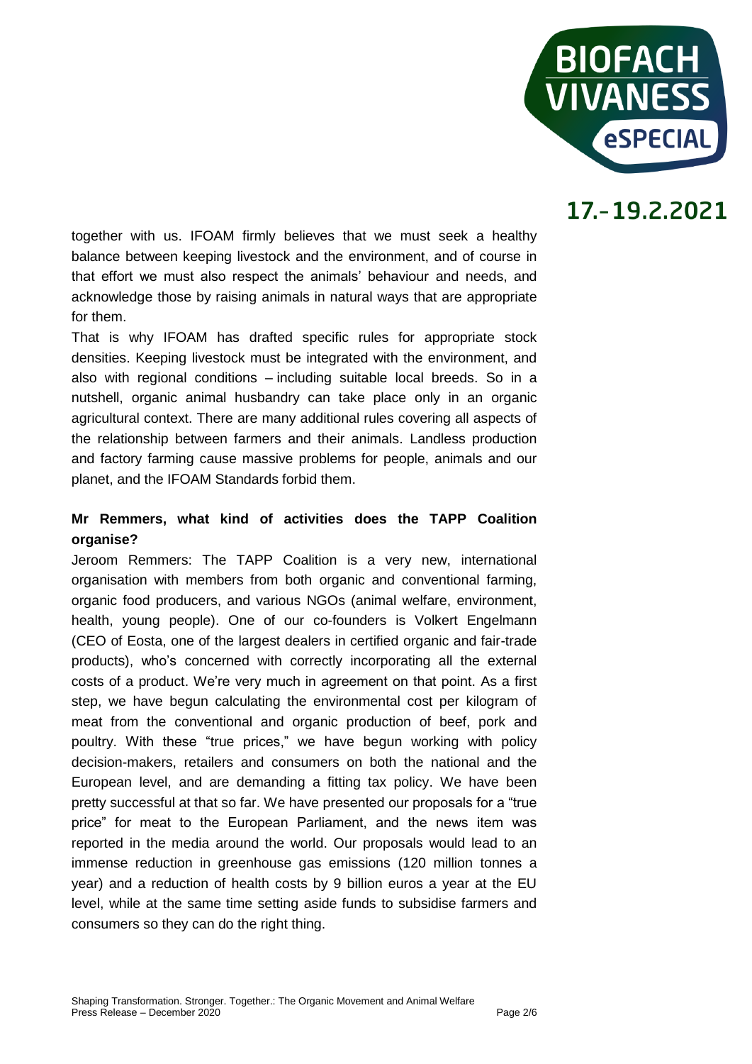together with us. IFOAM firmly believes that we must seek a healthy balance between keeping livestock and the environment, and of course in that effort we must also respect the animals' behaviour and needs, and acknowledge those by raising animals in natural ways that are appropriate for them.

That is why IFOAM has drafted specific rules for appropriate stock densities. Keeping livestock must be integrated with the environment, and also with regional conditions – including suitable local breeds. So in a nutshell, organic animal husbandry can take place only in an organic agricultural context. There are many additional rules covering all aspects of the relationship between farmers and their animals. Landless production and factory farming cause massive problems for people, animals and our planet, and the IFOAM Standards forbid them.

**Mr Remmers, what kind of activities does the TAPP Coalition organise?**

Jeroom Remmers: The TAPP Coalition is a very new, international organisation with members from both organic and conventional farming, organic food producers, and various NGOs (animal welfare, environment, health, young people). One of our co-founders is Volkert Engelmann (CEO of Eosta, one of the largest dealers in certified organic and fair-trade products), who's concerned with correctly incorporating all the external costs of a product. We're very much in agreement on that point. As a first step, we have begun calculating the environmental cost per kilogram of meat from the conventional and organic production of beef, pork and poultry. With these "true prices," we have begun working with policy decision-makers, retailers and consumers on both the national and the European level, and are demanding a fitting tax policy. We have been pretty successful at that so far. We have presented our proposals for a "true price" for meat to the European Parliament, and the news item was reported in the media around the world. Our proposals would lead to an immense reduction in greenhouse gas emissions (120 million tonnes a year) and a reduction of health costs by 9 billion euros a year at the EU level, while at the same time setting aside funds to subsidise farmers and consumers so they can do the right thing.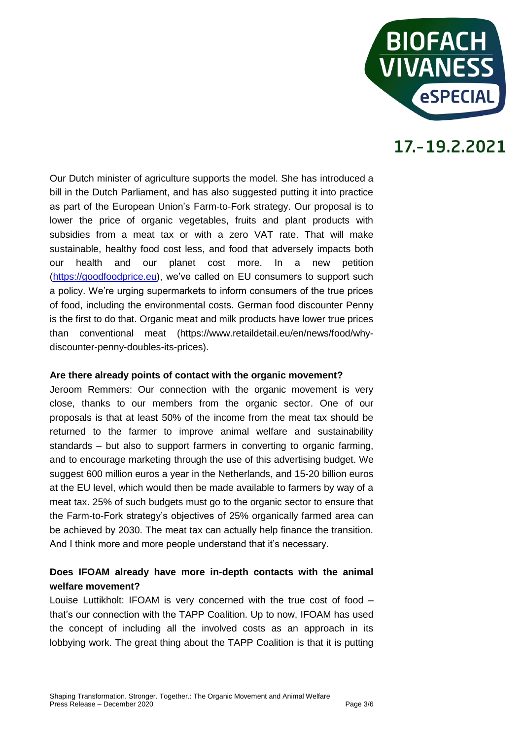Our Dutch minister of agriculture supports the model. She has introduced a bill in the Dutch Parliament, and has also suggested putting it into practice as part of the European Union's Farm-to-Fork strategy. Our proposal is to lower the price of organic vegetables, fruits and plant products with subsidies from a meat tax or with a zero VAT rate. That will make sustainable, healthy food cost less, and food that adversely impacts both our health and our planet cost more. In a new petition (https://goodfoodprice.eu), we've called on EU consumers to support such a policy. We're urging supermarkets to inform consumers of the true prices of food, including the environmental costs. German food discounter Penny is the first to do that. Organic meat and milk products have lower true prices than conventional meat (https://www.retaildetail.eu/en/news/food/why-discounter-penny-doubles-its-prices).

**Are there already points of contact with the organic movement?**

Jeroom Remmers: Our connection with the organic movement is very close, thanks to our members from the organic sector. One of our proposals is that at least 50% of the income from the meat tax should be returned to the farmer to improve animal welfare and sustainability standards – but also to support farmers in converting to organic farming, and to encourage marketing through the use of this advertising budget. We suggest 600 million euros a year in the Netherlands, and 15-20 billion euros at the EU level, which would then be made available to farmers by way of a meat tax. 25% of such budgets must go to the organic sector to ensure that the Farm-to-Fork strategy's objectives of 25% organically farmed area can be achieved by 2030. The meat tax can actually help finance the transition. And I think more and more people understand that it's necessary.

**Does IFOAM already have more in-depth contacts with the animal welfare movement?**

Louise Luttikholt: IFOAM is very concerned with the true cost of food – that's our connection with the TAPP Coalition. Up to now, IFOAM has used the concept of including all the involved costs as an approach in its lobbying work. The great thing about the TAPP Coalition is that it is putting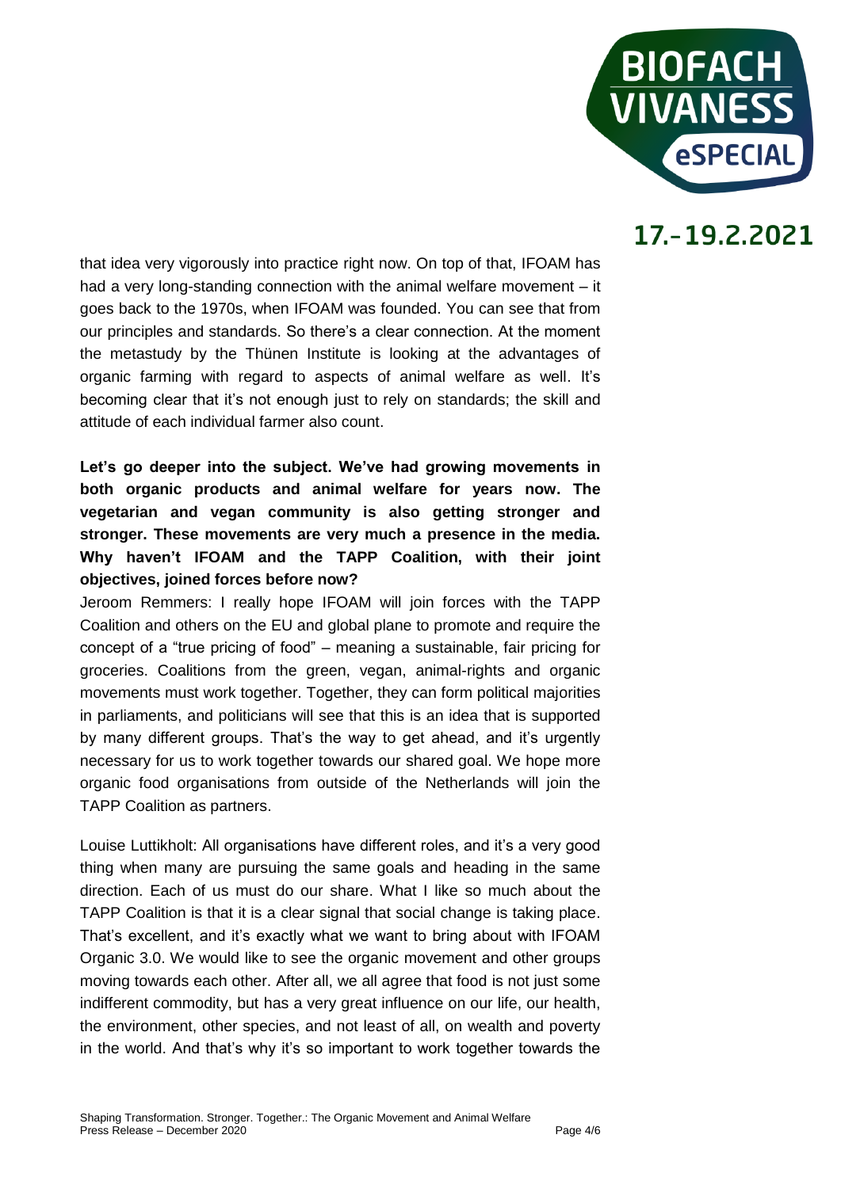that idea very vigorously into practice right now. On top of that, IFOAM has had a very long-standing connection with the animal welfare movement – it goes back to the 1970s, when IFOAM was founded. You can see that from our principles and standards. So there's a clear connection. At the moment the metastudy by the Thünen Institute is looking at the advantages of organic farming with regard to aspects of animal welfare as well. It's becoming clear that it's not enough just to rely on standards; the skill and attitude of each individual farmer also count.

**Let's go deeper into the subject. We've had growing movements in both organic products and animal welfare for years now. The vegetarian and vegan community is also getting stronger and stronger. These movements are very much a presence in the media. Why haven't IFOAM and the TAPP Coalition, with their joint objectives, joined forces before now?**

Jeroom Remmers: I really hope IFOAM will join forces with the TAPP Coalition and others on the EU and global plane to promote and require the concept of a "true pricing of food" – meaning a sustainable, fair pricing for groceries. Coalitions from the green, vegan, animal-rights and organic movements must work together. Together, they can form political majorities in parliaments, and politicians will see that this is an idea that is supported by many different groups. That's the way to get ahead, and it's urgently necessary for us to work together towards our shared goal. We hope more organic food organisations from outside of the Netherlands will join the TAPP Coalition as partners.

Louise Luttikholt: All organisations have different roles, and it's a very good thing when many are pursuing the same goals and heading in the same direction. Each of us must do our share. What I like so much about the TAPP Coalition is that it is a clear signal that social change is taking place. That's excellent, and it's exactly what we want to bring about with IFOAM Organic 3.0. We would like to see the organic movement and other groups moving towards each other. After all, we all agree that food is not just some indifferent commodity, but has a very great influence on our life, our health, the environment, other species, and not least of all, on wealth and poverty in the world. And that's why it's so important to work together towards the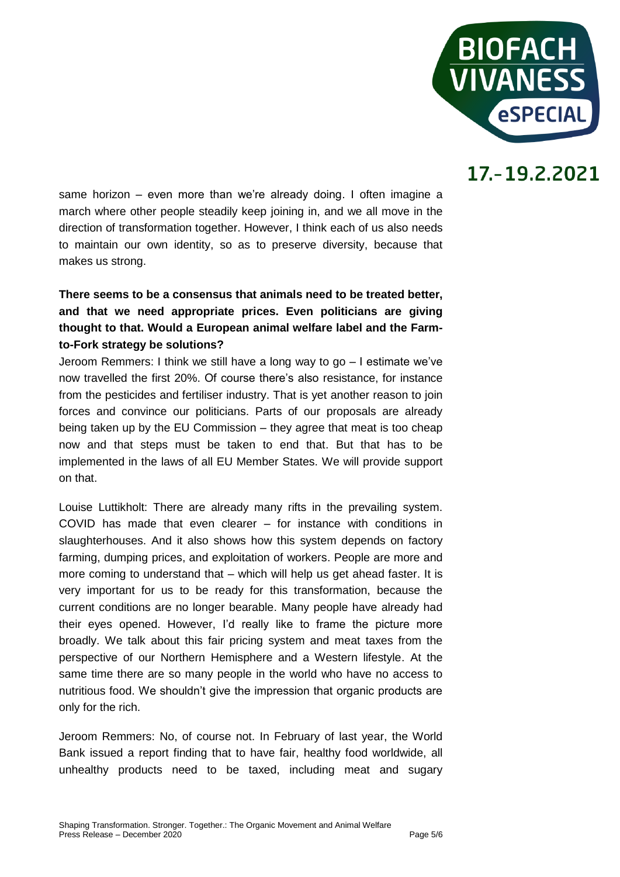same horizon – even more than we're already doing. I often imagine a march where other people steadily keep joining in, and we all move in the direction of transformation together. However, I think each of us also needs to maintain our own identity, so as to preserve diversity, because that makes us strong.

**There seems to be a consensus that animals need to be treated better, and that we need appropriate prices. Even politicians are giving thought to that. Would a European animal welfare label and the Farm-to-Fork strategy be solutions?**

Jeroom Remmers: I think we still have a long way to go – I estimate we've now travelled the first 20%. Of course there's also resistance, for instance from the pesticides and fertiliser industry. That is yet another reason to join forces and convince our politicians. Parts of our proposals are already being taken up by the EU Commission – they agree that meat is too cheap now and that steps must be taken to end that. But that has to be implemented in the laws of all EU Member States. We will provide support on that.

Louise Luttikholt: There are already many rifts in the prevailing system. COVID has made that even clearer – for instance with conditions in slaughterhouses. And it also shows how this system depends on factory farming, dumping prices, and exploitation of workers. People are more and more coming to understand that – which will help us get ahead faster. It is very important for us to be ready for this transformation, because the current conditions are no longer bearable. Many people have already had their eyes opened. However, I'd really like to frame the picture more broadly. We talk about this fair pricing system and meat taxes from the perspective of our Northern Hemisphere and a Western lifestyle. At the same time there are so many people in the world who have no access to nutritious food. We shouldn't give the impression that organic products are only for the rich.

Jeroom Remmers: No, of course not. In February of last year, the World Bank issued a report finding that to have fair, healthy food worldwide, all unhealthy products need to be taxed, including meat and sugary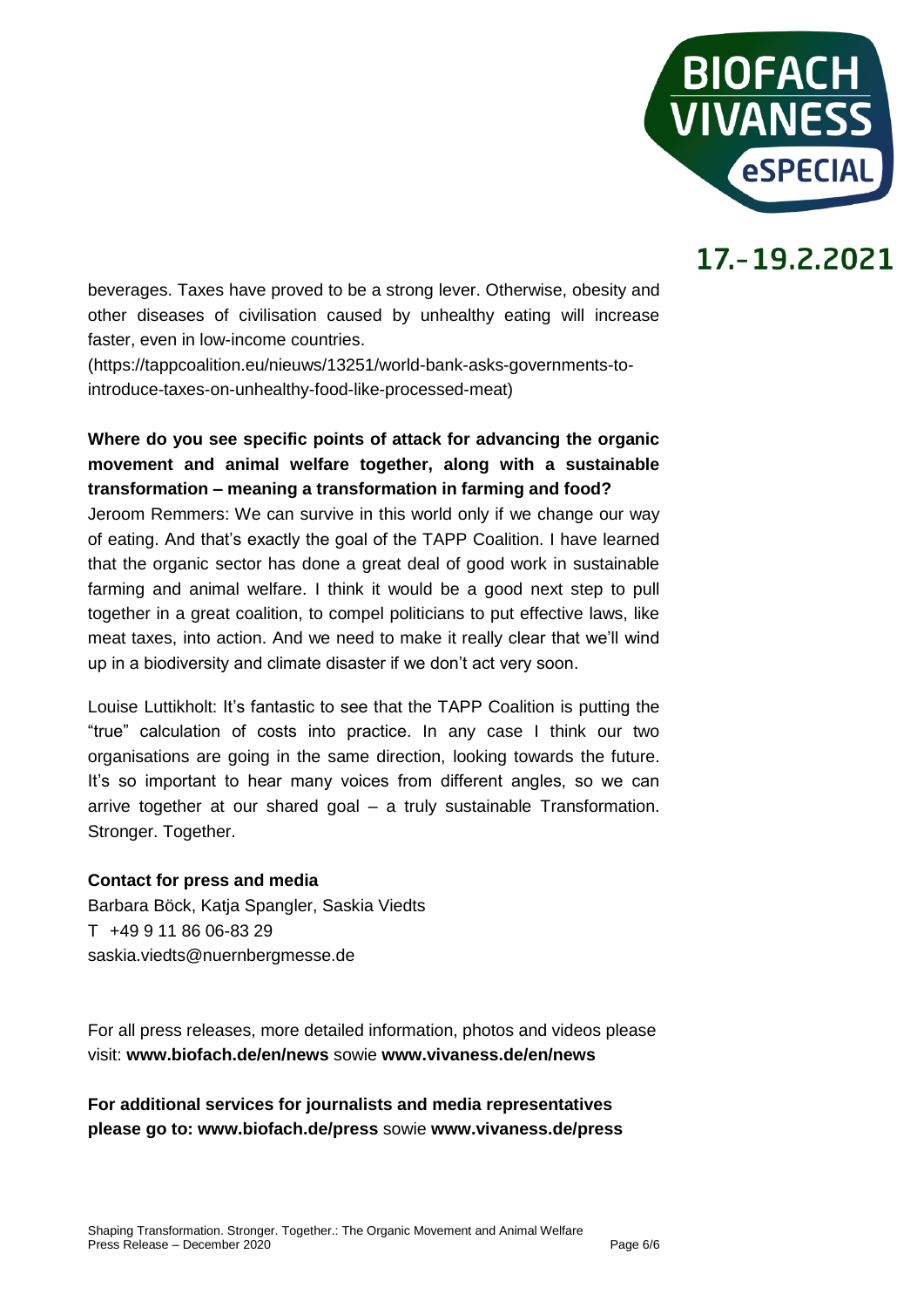beverages. Taxes have proved to be a strong lever. Otherwise, obesity and other diseases of civilisation caused by unhealthy eating will increase faster, even in low-income countries.
(https://tappcoalition.eu/nieuws/13251/world-bank-asks-governments-to-introduce-taxes-on-unhealthy-food-like-processed-meat)

**Where do you see specific points of attack for advancing the organic movement and animal welfare together, along with a sustainable transformation – meaning a transformation in farming and food?**

Jeroom Remmers: We can survive in this world only if we change our way of eating. And that's exactly the goal of the TAPP Coalition. I have learned that the organic sector has done a great deal of good work in sustainable farming and animal welfare. I think it would be a good next step to pull together in a great coalition, to compel politicians to put effective laws, like meat taxes, into action. And we need to make it really clear that we'll wind up in a biodiversity and climate disaster if we don't act very soon.

Louise Luttikholt: It's fantastic to see that the TAPP Coalition is putting the "true" calculation of costs into practice. In any case I think our two organisations are going in the same direction, looking towards the future. It's so important to hear many voices from different angles, so we can arrive together at our shared goal – a truly sustainable Transformation. Stronger. Together.

**Contact for press and media**
Barbara Böck, Katja Spangler, Saskia Viedts
T +49 9 11 86 06-83 29
saskia.viedts@nuernbergmesse.de

For all press releases, more detailed information, photos and videos please visit: **www.biofach.de/en/news** sowie **www.vivaness.de/en/news**

**For additional services for journalists and media representatives please go to: www.biofach.de/press** sowie **www.vivaness.de/press**